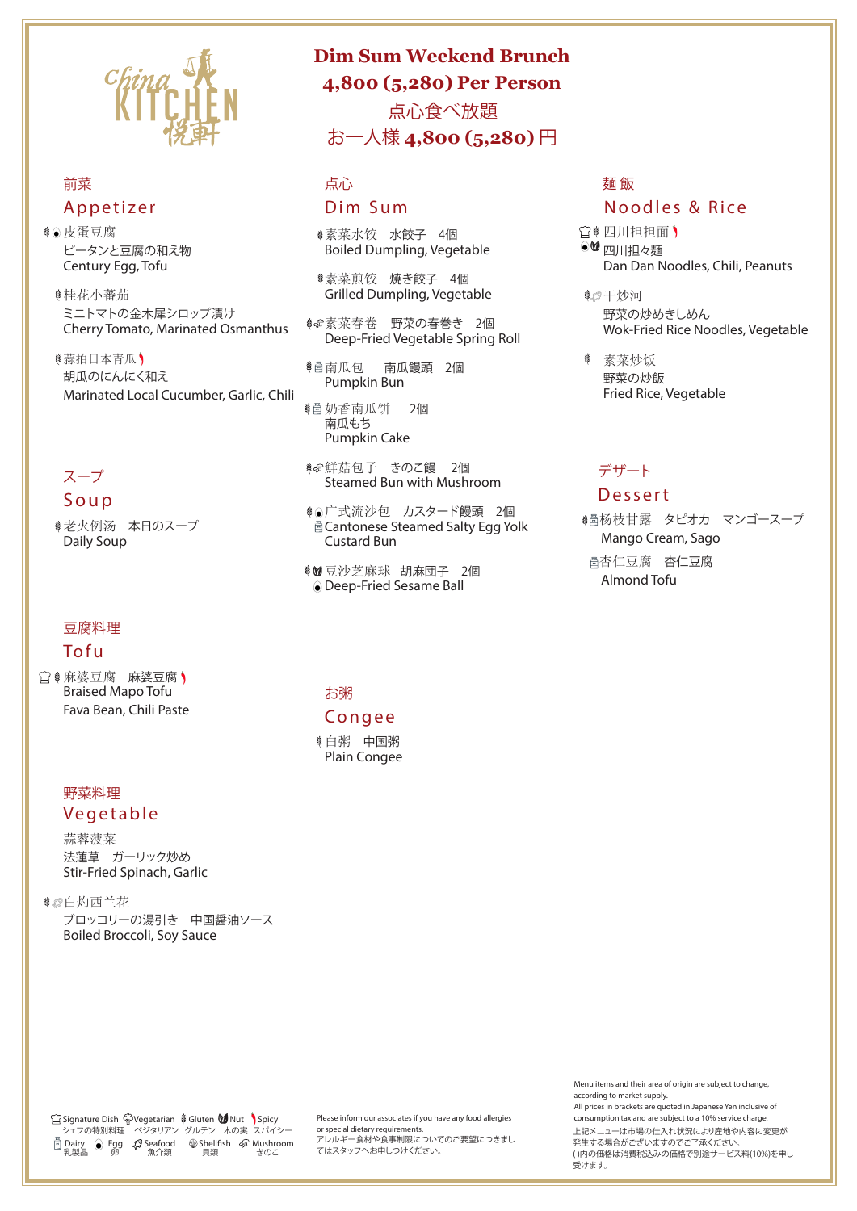China KITCHEN 悦軒

# Dim Sum Weekend Brunch

# 4,800 (5,280) Per Person

# 点心食べ放題

# お一人様 4,800 (5,280) 円

## 前菜
## Appetizer

皮蛋豆腐
ピータンと豆腐の和え物
Century Egg, Tofu

桂花小蕃茄
ミニトマトの金木犀シロップ漬け
Cherry Tomato, Marinated Osmanthus

蒜拍日本青瓜
胡瓜のにんにく和え
Marinated Local Cucumber, Garlic, Chili

## スープ
## Soup

老火例汤　本日のスープ
Daily Soup

## 豆腐料理
## Tofu

麻婆豆腐　麻婆豆腐
Braised Mapo Tofu
Fava Bean, Chili Paste

## 野菜料理
## Vegetable

蒜蓉菠菜
法蓮草　ガーリック炒め
Stir-Fried Spinach, Garlic

白灼西兰花
ブロッコリーの湯引き　中国醤油ソース
Boiled Broccoli, Soy Sauce

## 点心
## Dim Sum

素菜水饺　水餃子　4個
Boiled Dumpling, Vegetable

素菜煎饺　焼き餃子　4個
Grilled Dumpling, Vegetable

素菜春卷　野菜の春巻き　2個
Deep-Fried Vegetable Spring Roll

南瓜包　南瓜饅頭　2個
Pumpkin Bun

奶香南瓜饼　2個
南瓜もち
Pumpkin Cake

鲜菇包子　きのこ饅　2個
Steamed Bun with Mushroom

广式流沙包　カスタード饅頭　2個
Cantonese Steamed Salty Egg Yolk Custard Bun

豆沙芝麻球　胡麻団子　2個
Deep-Fried Sesame Ball

## お粥
## Congee

白粥　中国粥
Plain Congee

## 麺 飯
## Noodles & Rice

四川担担面
四川担々麺
Dan Dan Noodles, Chili, Peanuts

干炒河
野菜の炒めきしめん
Wok-Fried Rice Noodles, Vegetable

素菜炒饭
野菜の炒飯
Fried Rice, Vegetable

## デザート
## Dessert

杨枝甘露　タピオカ　マンゴースープ
Mango Cream, Sago

杏仁豆腐　杏仁豆腐
Almond Tofu

Signature Dish シェフの特別料理　Vegetarian ベジタリアン　Gluten グルテン　Nut 木の実　Spicy スパイシー
Dairy 乳製品　Egg 卵　Seafood 魚介類　Shellfish 貝類　Mushroom きのこ

Please inform our associates if you have any food allergies or special dietary requirements.
アレルギー食材や食事制限についてのご要望につきましてはスタッフへお申しつけください。

Menu items and their area of origin are subject to change, according to market supply.
All prices in brackets are quoted in Japanese Yen inclusive of consumption tax and are subject to a 10% service charge.
上記メニューは市場の仕入れ状況により産地や内容に変更が発生する場合がございますのでご了承ください。
( )内の価格は消費税込みの価格で別途サービス料(10%)を申し受けます。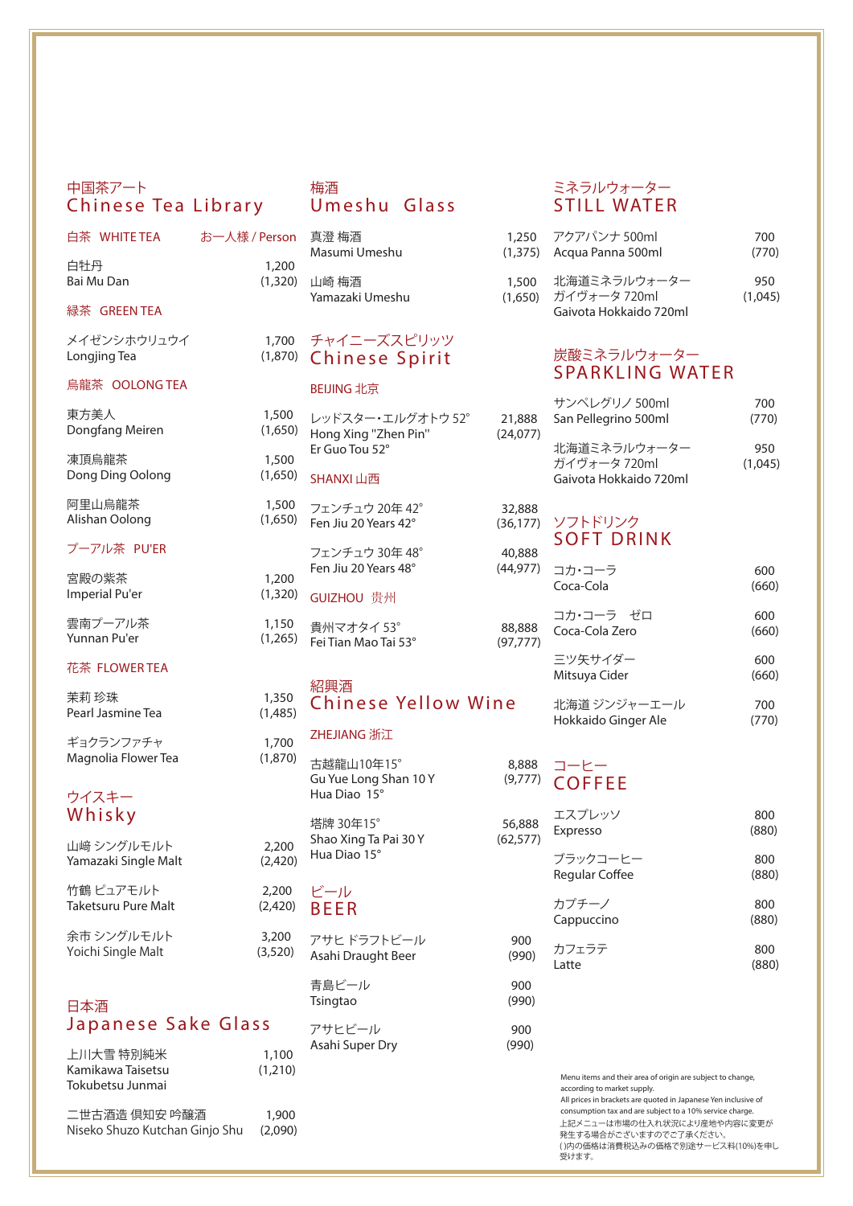## 中国茶アート
## Chinese Tea Library

### 白茶 WHITE TEA

お一人様 / Person

| | |
|---|---|
| 白牡丹<br>Bai Mu Dan | 1,200<br>(1,320) |

### 緑茶 GREEN TEA

| | |
|---|---|
| メイゼンシホウリュウイ<br>Longjing Tea | 1,700<br>(1,870) |

### 烏龍茶 OOLONG TEA

| | |
|---|---|
| 東方美人<br>Dongfang Meiren | 1,500<br>(1,650) |
| 凍頂烏龍茶<br>Dong Ding Oolong | 1,500<br>(1,650) |
| 阿里山烏龍茶<br>Alishan Oolong | 1,500<br>(1,650) |

### プーアル茶 PU'ER

| | |
|---|---|
| 宮殿の紫茶<br>Imperial Pu'er | 1,200<br>(1,320) |
| 雲南プーアル茶<br>Yunnan Pu'er | 1,150<br>(1,265) |

### 花茶 FLOWER TEA

| | |
|---|---|
| 茉莉 珍珠<br>Pearl Jasmine Tea | 1,350<br>(1,485) |
| ギョクランファチャ<br>Magnolia Flower Tea | 1,700<br>(1,870) |

## ウイスキー
## Whisky

| | |
|---|---|
| 山崎 シングルモルト<br>Yamazaki Single Malt | 2,200<br>(2,420) |
| 竹鶴 ピュアモルト<br>Taketsuru Pure Malt | 2,200<br>(2,420) |
| 余市 シングルモルト<br>Yoichi Single Malt | 3,200<br>(3,520) |

## 日本酒
## Japanese Sake Glass

| | |
|---|---|
| 上川大雪 特別純米<br>Kamikawa Taisetsu<br>Tokubetsu Junmai | 1,100<br>(1,210) |
| 二世古酒造 倶知安 吟醸酒<br>Niseko Shuzo Kutchan Ginjo Shu | 1,900<br>(2,090) |

## 梅酒
## Umeshu Glass

| | |
|---|---|
| 真澄 梅酒<br>Masumi Umeshu | 1,250<br>(1,375) |
| 山崎 梅酒<br>Yamazaki Umeshu | 1,500<br>(1,650) |

## チャイニーズスピリッツ
## Chinese Spirit

### BEIJING 北京

| | |
|---|---|
| レッドスター・エルグオトウ 52°<br>Hong Xing "Zhen Pin"<br>Er Guo Tou 52° | 21,888<br>(24,077) |

### SHANXI 山西

| | |
|---|---|
| フェンチュウ 20年 42°<br>Fen Jiu 20 Years 42° | 32,888<br>(36,177) |
| フェンチュウ 30年 48°<br>Fen Jiu 20 Years 48° | 40,888<br>(44,977) |

### GUIZHOU 贵州

| | |
|---|---|
| 貴州マオタイ 53°<br>Fei Tian Mao Tai 53° | 88,888<br>(97,777) |

## 紹興酒
## Chinese Yellow Wine

### ZHEJIANG 浙江

| | |
|---|---|
| 古越龍山10年15°<br>Gu Yue Long Shan 10 Y<br>Hua Diao 15° | 8,888<br>(9,777) |
| 塔牌 30年15°<br>Shao Xing Ta Pai 30 Y<br>Hua Diao 15° | 56,888<br>(62,577) |

## ビール
## BEER

| | |
|---|---|
| アサヒ ドラフトビール<br>Asahi Draught Beer | 900<br>(990) |
| 青島ビール<br>Tsingtao | 900<br>(990) |
| アサヒビール<br>Asahi Super Dry | 900<br>(990) |

## ミネラルウォーター
## STILL WATER

| | |
|---|---|
| アクアパンナ 500ml<br>Acqua Panna 500ml | 700<br>(770) |
| 北海道ミネラルウォーター<br>ガイヴォータ 720ml<br>Gaivota Hokkaido 720ml | 950<br>(1,045) |

## 炭酸ミネラルウォーター
## SPARKLING WATER

| | |
|---|---|
| サンペレグリノ 500ml<br>San Pellegrino 500ml | 700<br>(770) |
| 北海道ミネラルウォーター<br>ガイヴォータ 720ml<br>Gaivota Hokkaido 720ml | 950<br>(1,045) |

## ソフトドリンク
## SOFT DRINK

| | |
|---|---|
| コカ・コーラ<br>Coca-Cola | 600<br>(660) |
| コカ・コーラ ゼロ<br>Coca-Cola Zero | 600<br>(660) |
| 三ツ矢サイダー<br>Mitsuya Cider | 600<br>(660) |
| 北海道 ジンジャーエール<br>Hokkaido Ginger Ale | 700<br>(770) |

## コーヒー
## COFFEE

| | |
|---|---|
| エスプレッソ<br>Expresso | 800<br>(880) |
| ブラックコーヒー<br>Regular Coffee | 800<br>(880) |
| カプチーノ<br>Cappuccino | 800<br>(880) |
| カフェラテ<br>Latte | 800<br>(880) |

Menu items and their area of origin are subject to change, according to market supply.
All prices in brackets are quoted in Japanese Yen inclusive of consumption tax and are subject to a 10% service charge.
上記メニューは市場の仕入れ状況により産地や内容に変更が発生する場合がございますのでご了承ください。
( )内の価格は消費税込みの価格で別途サービス料(10%)を申し受けます。